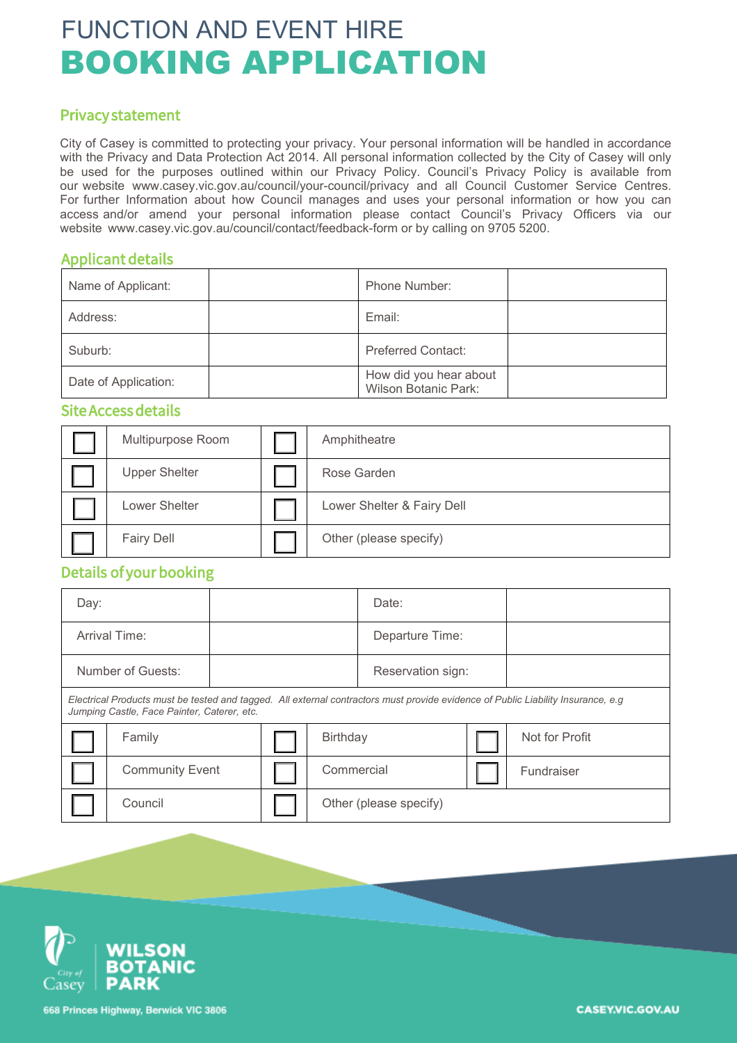# FUNCTION AND EVENT HIRE
# BOOKING APPLICATION

## Privacy statement

City of Casey is committed to protecting your privacy. Your personal information will be handled in accordance with the Privacy and Data Protection Act 2014. All personal information collected by the City of Casey will only be used for the purposes outlined within our Privacy Policy. Council's Privacy Policy is available from our website www.casey.vic.gov.au/council/your-council/privacy and all Council Customer Service Centres. For further Information about how Council manages and uses your personal information or how you can access and/or amend your personal information please contact Council's Privacy Officers via our website www.casey.vic.gov.au/council/contact/feedback-form or by calling on 9705 5200.

## Applicant details

| Name of Applicant: | | Phone Number: | |
|---|---|---|---|
| Address: | | Email: | |
| Suburb: | | Preferred Contact: | |
| Date of Application: | | How did you hear about Wilson Botanic Park: | |

## Site Access details

| | | | |
|---|---|---|---|
| ☐ | Multipurpose Room | ☐ | Amphitheatre |
| ☐ | Upper Shelter | ☐ | Rose Garden |
| ☐ | Lower Shelter | ☐ | Lower Shelter & Fairy Dell |
| ☐ | Fairy Dell | ☐ | Other (please specify) |

## Details of your booking

| Day: | | Date: | |
|---|---|---|---|
| Arrival Time: | | Departure Time: | |
| Number of Guests: | | Reservation sign: | |

*Electrical Products must be tested and tagged. All external contractors must provide evidence of Public Liability Insurance, e.g Jumping Castle, Face Painter, Caterer, etc.*

| | | | | | |
|---|---|---|---|---|---|
| ☐ | Family | ☐ | Birthday | ☐ | Not for Profit |
| ☐ | Community Event | ☐ | Commercial | ☐ | Fundraiser |
| ☐ | Council | ☐ | Other (please specify) | | |

City of Casey | WILSON BOTANIC PARK

668 Princes Highway, Berwick VIC 3806

CASEY.VIC.GOV.AU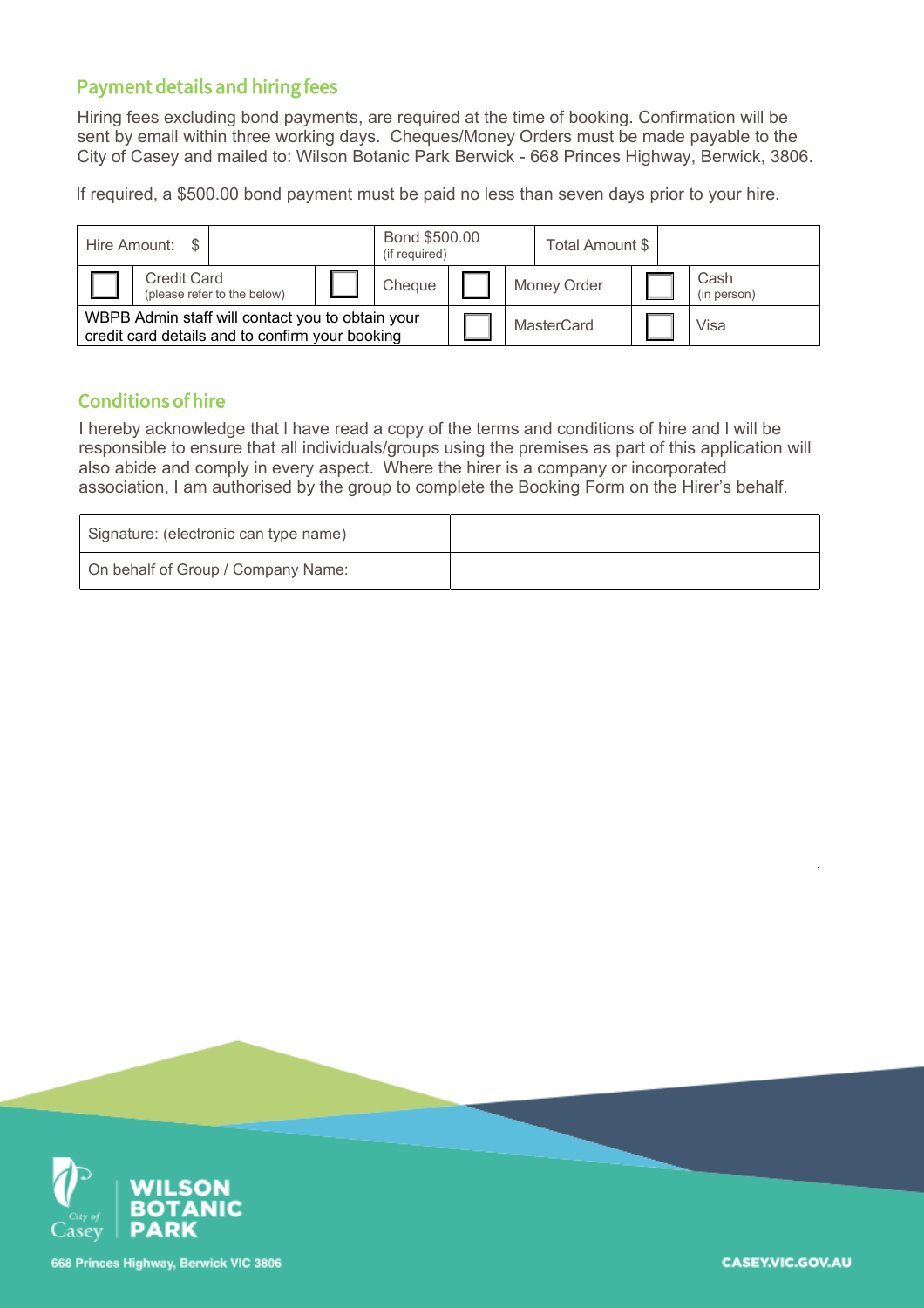## Payment details and hiring fees

Hiring fees excluding bond payments, are required at the time of booking. Confirmation will be sent by email within three working days. Cheques/Money Orders must be made payable to the City of Casey and mailed to: Wilson Botanic Park Berwick - 668 Princes Highway, Berwick, 3806.

If required, a $500.00 bond payment must be paid no less than seven days prior to your hire.

| | | | | | | | |
|---|---|---|---|---|---|---|---|
| Hire Amount: $ | | | Bond $500.00 (if required) | | Total Amount $ | | |
| ☐ | Credit Card (please refer to the below) | ☐ | Cheque | ☐ | Money Order | ☐ | Cash (in person) |
| WBPB Admin staff will contact you to obtain your credit card details and to confirm your booking | | | | ☐ | MasterCard | ☐ | Visa |

## Conditions of hire

I hereby acknowledge that I have read a copy of the terms and conditions of hire and I will be responsible to ensure that all individuals/groups using the premises as part of this application will also abide and comply in every aspect. Where the hirer is a company or incorporated association, I am authorised by the group to complete the Booking Form on the Hirer's behalf.

| | |
|---|---|
| Signature: (electronic can type name) | |
| On behalf of Group / Company Name: | |

City of Casey | WILSON BOTANIC PARK

668 Princes Highway, Berwick VIC 3806

CASEY.VIC.GOV.AU